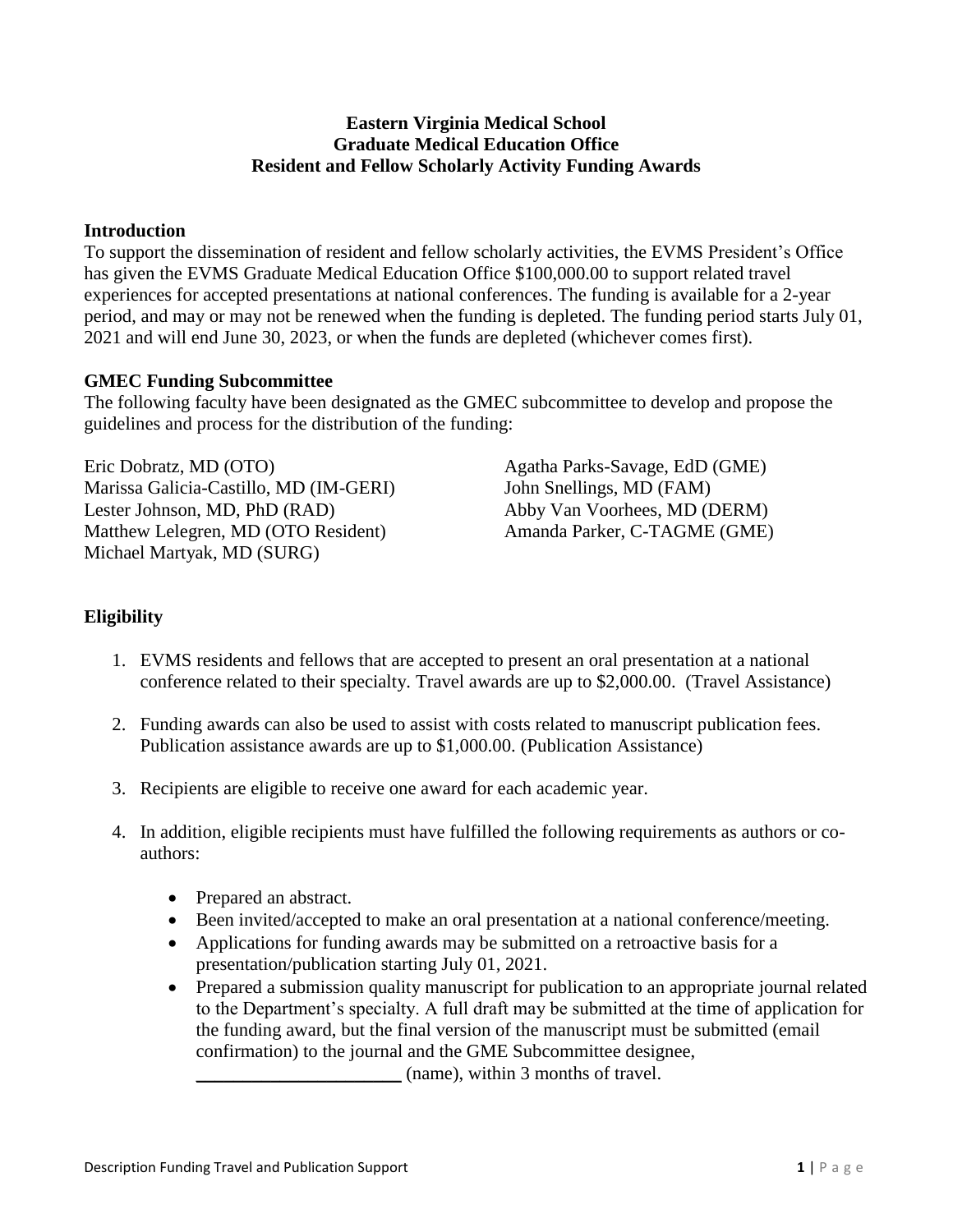**Eastern Virginia Medical School**
**Graduate Medical Education Office**
**Resident and Fellow Scholarly Activity Funding Awards**

## Introduction

To support the dissemination of resident and fellow scholarly activities, the EVMS President's Office has given the EVMS Graduate Medical Education Office $100,000.00 to support related travel experiences for accepted presentations at national conferences. The funding is available for a 2-year period, and may or may not be renewed when the funding is depleted. The funding period starts July 01, 2021 and will end June 30, 2023, or when the funds are depleted (whichever comes first).

## GMEC Funding Subcommittee

The following faculty have been designated as the GMEC subcommittee to develop and propose the guidelines and process for the distribution of the funding:

Eric Dobratz, MD (OTO)
Marissa Galicia-Castillo, MD (IM-GERI)
Lester Johnson, MD, PhD (RAD)
Matthew Lelegren, MD (OTO Resident)
Michael Martyak, MD (SURG)
Agatha Parks-Savage, EdD (GME)
John Snellings, MD (FAM)
Abby Van Voorhees, MD (DERM)
Amanda Parker, C-TAGME (GME)

## Eligibility

1. EVMS residents and fellows that are accepted to present an oral presentation at a national conference related to their specialty. Travel awards are up to $2,000.00. (Travel Assistance)

2. Funding awards can also be used to assist with costs related to manuscript publication fees. Publication assistance awards are up to $1,000.00. (Publication Assistance)

3. Recipients are eligible to receive one award for each academic year.

4. In addition, eligible recipients must have fulfilled the following requirements as authors or co-authors:

   - Prepared an abstract.
   - Been invited/accepted to make an oral presentation at a national conference/meeting.
   - Applications for funding awards may be submitted on a retroactive basis for a presentation/publication starting July 01, 2021.
   - Prepared a submission quality manuscript for publication to an appropriate journal related to the Department's specialty. A full draft may be submitted at the time of application for the funding award, but the final version of the manuscript must be submitted (email confirmation) to the journal and the GME Subcommittee designee, ______________________ (name), within 3 months of travel.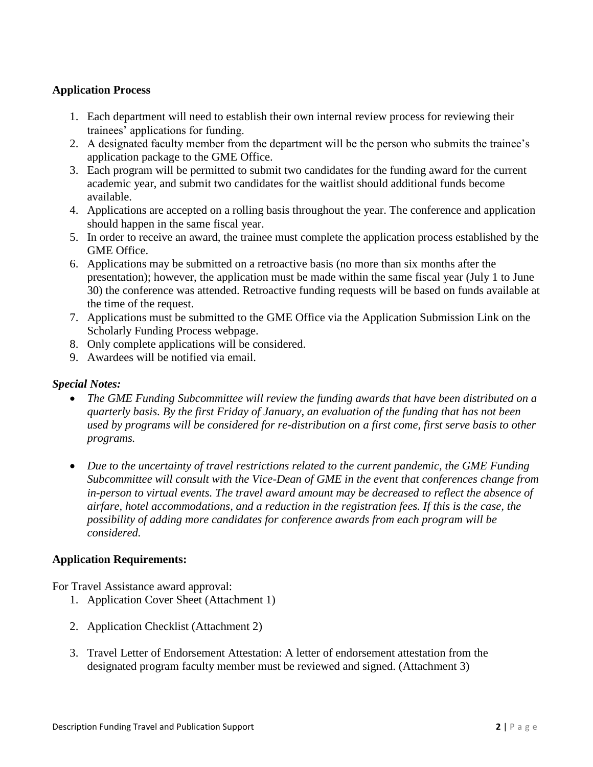**Application Process**

1. Each department will need to establish their own internal review process for reviewing their trainees' applications for funding.
2. A designated faculty member from the department will be the person who submits the trainee's application package to the GME Office.
3. Each program will be permitted to submit two candidates for the funding award for the current academic year, and submit two candidates for the waitlist should additional funds become available.
4. Applications are accepted on a rolling basis throughout the year. The conference and application should happen in the same fiscal year.
5. In order to receive an award, the trainee must complete the application process established by the GME Office.
6. Applications may be submitted on a retroactive basis (no more than six months after the presentation); however, the application must be made within the same fiscal year (July 1 to June 30) the conference was attended. Retroactive funding requests will be based on funds available at the time of the request.
7. Applications must be submitted to the GME Office via the Application Submission Link on the Scholarly Funding Process webpage.
8. Only complete applications will be considered.
9. Awardees will be notified via email.

***Special Notes:***

- *The GME Funding Subcommittee will review the funding awards that have been distributed on a quarterly basis. By the first Friday of January, an evaluation of the funding that has not been used by programs will be considered for re-distribution on a first come, first serve basis to other programs.*

- *Due to the uncertainty of travel restrictions related to the current pandemic, the GME Funding Subcommittee will consult with the Vice-Dean of GME in the event that conferences change from in-person to virtual events. The travel award amount may be decreased to reflect the absence of airfare, hotel accommodations, and a reduction in the registration fees. If this is the case, the possibility of adding more candidates for conference awards from each program will be considered.*

**Application Requirements:**

For Travel Assistance award approval:

1. Application Cover Sheet (Attachment 1)

2. Application Checklist (Attachment 2)

3. Travel Letter of Endorsement Attestation: A letter of endorsement attestation from the designated program faculty member must be reviewed and signed. (Attachment 3)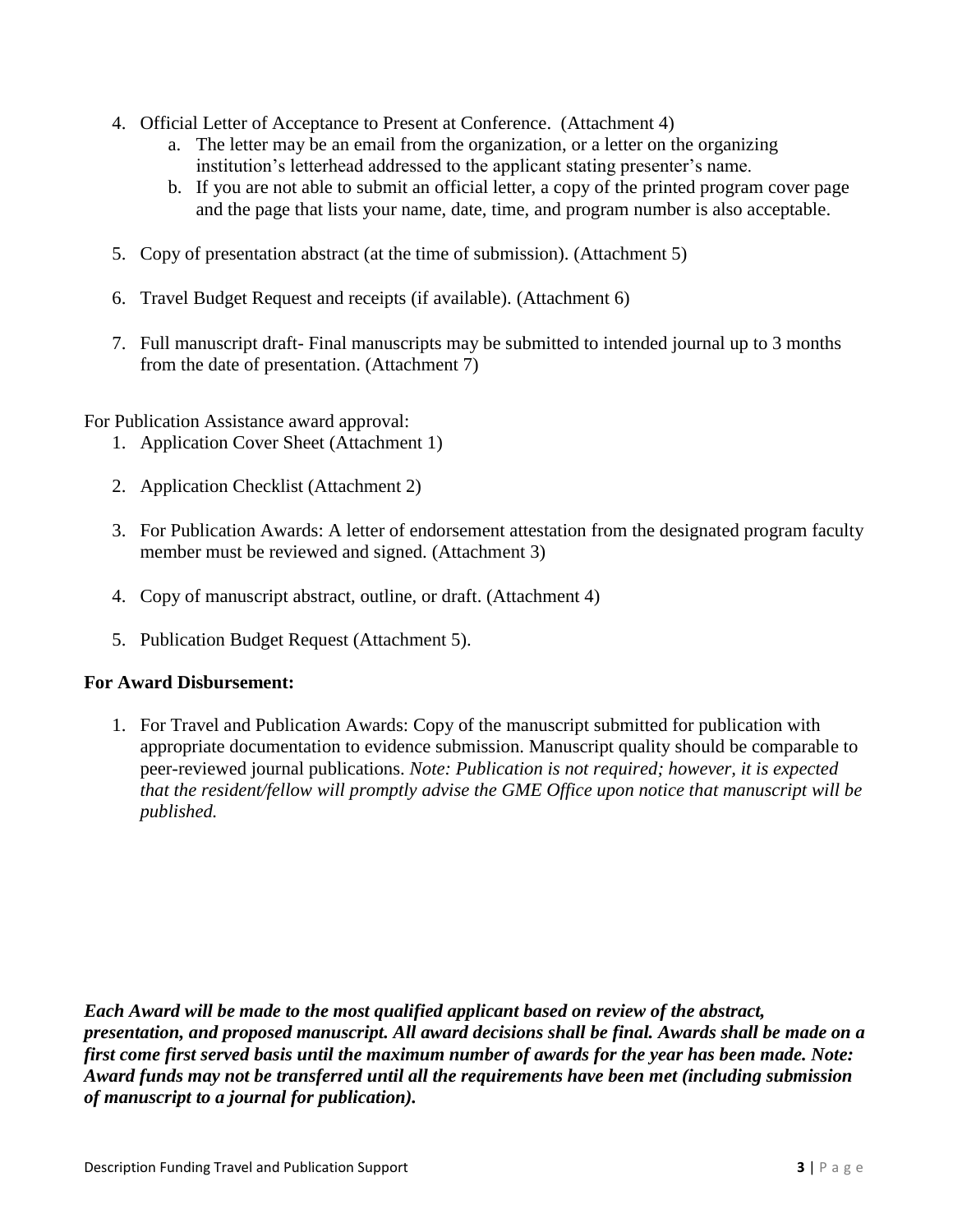4. Official Letter of Acceptance to Present at Conference. (Attachment 4)
    a. The letter may be an email from the organization, or a letter on the organizing institution's letterhead addressed to the applicant stating presenter's name.
    b. If you are not able to submit an official letter, a copy of the printed program cover page and the page that lists your name, date, time, and program number is also acceptable.

5. Copy of presentation abstract (at the time of submission). (Attachment 5)

6. Travel Budget Request and receipts (if available). (Attachment 6)

7. Full manuscript draft- Final manuscripts may be submitted to intended journal up to 3 months from the date of presentation. (Attachment 7)

For Publication Assistance award approval:

1. Application Cover Sheet (Attachment 1)

2. Application Checklist (Attachment 2)

3. For Publication Awards: A letter of endorsement attestation from the designated program faculty member must be reviewed and signed. (Attachment 3)

4. Copy of manuscript abstract, outline, or draft. (Attachment 4)

5. Publication Budget Request (Attachment 5).

**For Award Disbursement:**

1. For Travel and Publication Awards: Copy of the manuscript submitted for publication with appropriate documentation to evidence submission. Manuscript quality should be comparable to peer-reviewed journal publications. *Note: Publication is not required; however, it is expected that the resident/fellow will promptly advise the GME Office upon notice that manuscript will be published.*

***Each Award will be made to the most qualified applicant based on review of the abstract, presentation, and proposed manuscript. All award decisions shall be final. Awards shall be made on a first come first served basis until the maximum number of awards for the year has been made. Note: Award funds may not be transferred until all the requirements have been met (including submission of manuscript to a journal for publication).***